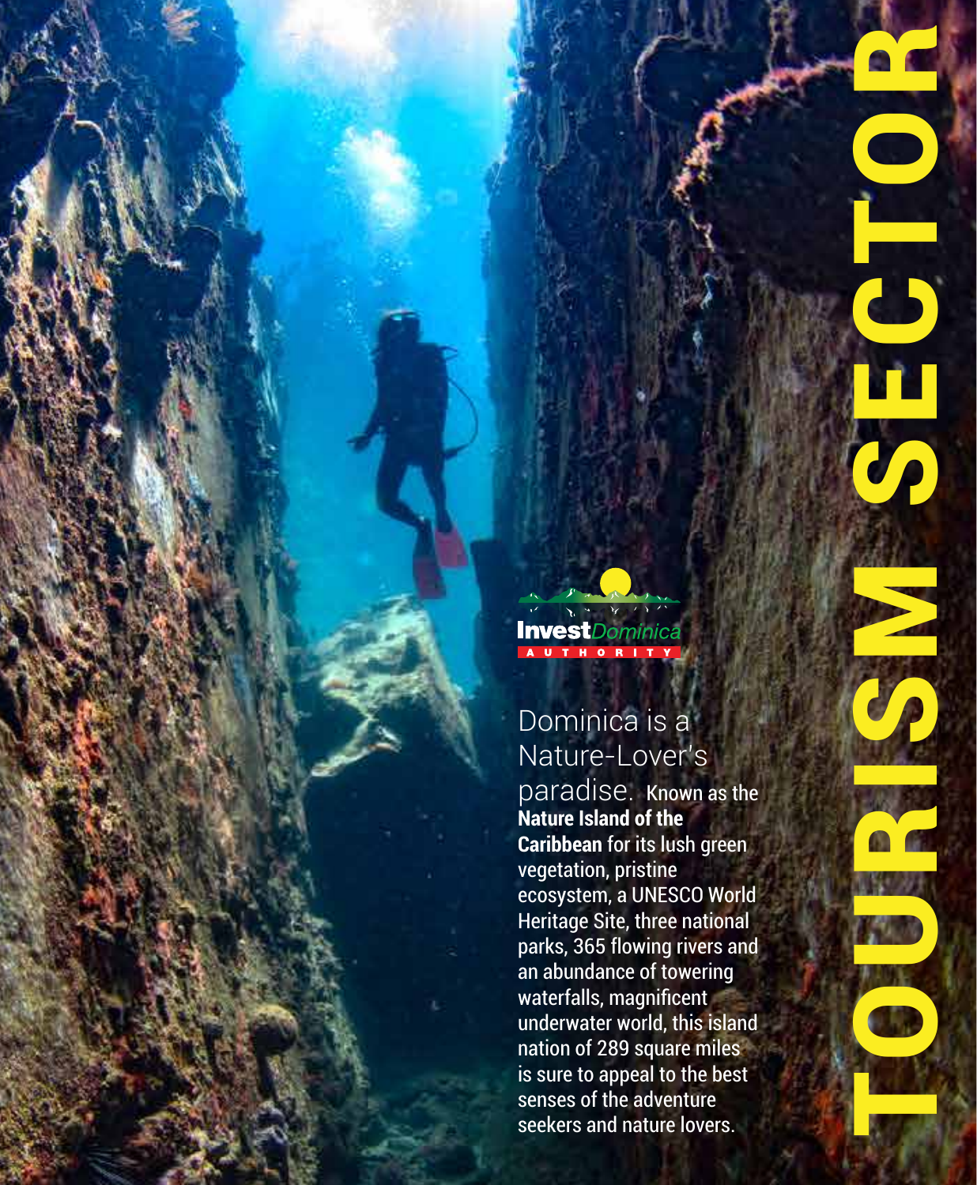# TOURISM SECTOR

Invest Dominica AUTHORITY

Dominica is a Nature-Lover's paradise. Known as the **Nature Island of the Caribbean** for its lush green vegetation, pristine ecosystem, a UNESCO World Heritage Site, three national parks, 365 flowing rivers and an abundance of towering waterfalls, magnificent underwater world, this island nation of 289 square miles is sure to appeal to the best senses of the adventure seekers and nature lovers.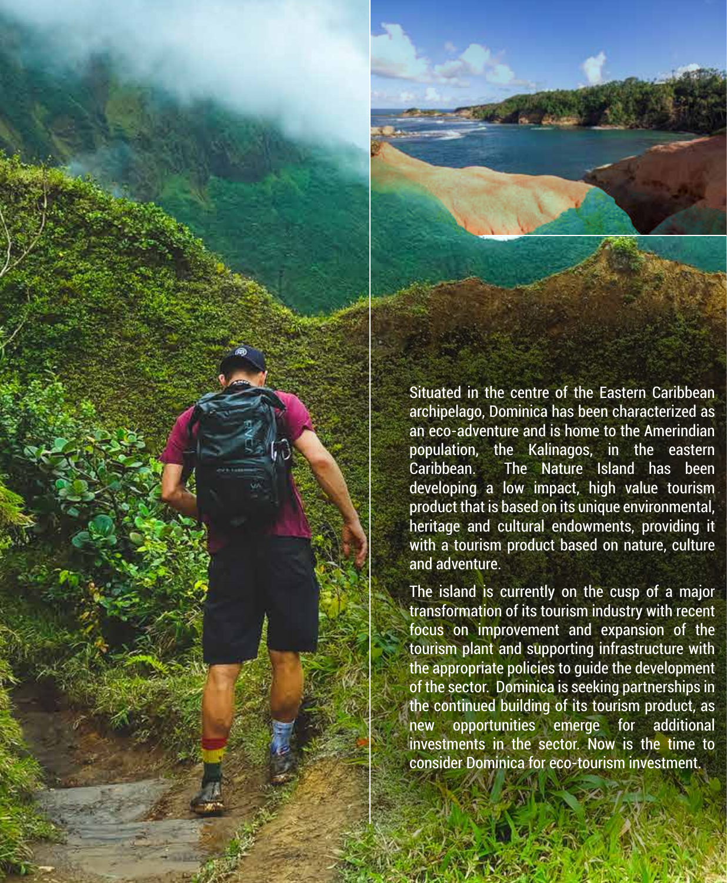Situated in the centre of the Eastern Caribbean archipelago, Dominica has been characterized as an eco-adventure and is home to the Amerindian population, the Kalinagos, in the eastern Caribbean. The Nature Island has been developing a low impact, high value tourism product that is based on its unique environmental, heritage and cultural endowments, providing it with a tourism product based on nature, culture and adventure.

The island is currently on the cusp of a major transformation of its tourism industry with recent focus on improvement and expansion of the tourism plant and supporting infrastructure with the appropriate policies to guide the development of the sector. Dominica is seeking partnerships in the continued building of its tourism product, as new opportunities emerge for additional investments in the sector. Now is the time to consider Dominica for eco-tourism investment.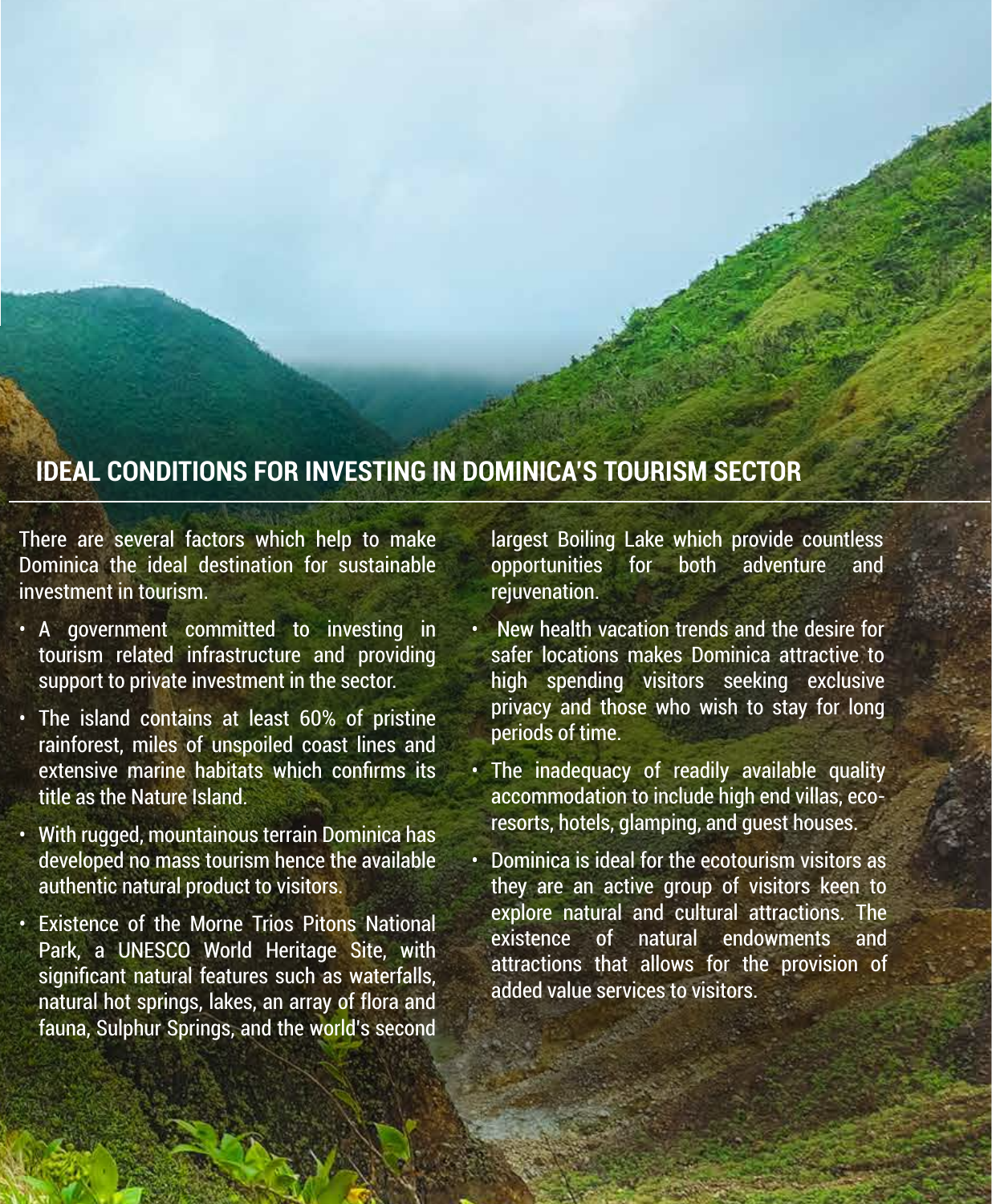## IDEAL CONDITIONS FOR INVESTING IN DOMINICA'S TOURISM SECTOR

There are several factors which help to make Dominica the ideal destination for sustainable investment in tourism.

- A government committed to investing in tourism related infrastructure and providing support to private investment in the sector.
- The island contains at least 60% of pristine rainforest, miles of unspoiled coast lines and extensive marine habitats which confirms its title as the Nature Island.
- With rugged, mountainous terrain Dominica has developed no mass tourism hence the available authentic natural product to visitors.
- Existence of the Morne Trios Pitons National Park, a UNESCO World Heritage Site, with significant natural features such as waterfalls, natural hot springs, lakes, an array of flora and fauna, Sulphur Springs, and the world's second largest Boiling Lake which provide countless opportunities for both adventure and rejuvenation.
- New health vacation trends and the desire for safer locations makes Dominica attractive to high spending visitors seeking exclusive privacy and those who wish to stay for long periods of time.
- The inadequacy of readily available quality accommodation to include high end villas, eco-resorts, hotels, glamping, and guest houses.
- Dominica is ideal for the ecotourism visitors as they are an active group of visitors keen to explore natural and cultural attractions. The existence of natural endowments and attractions that allows for the provision of added value services to visitors.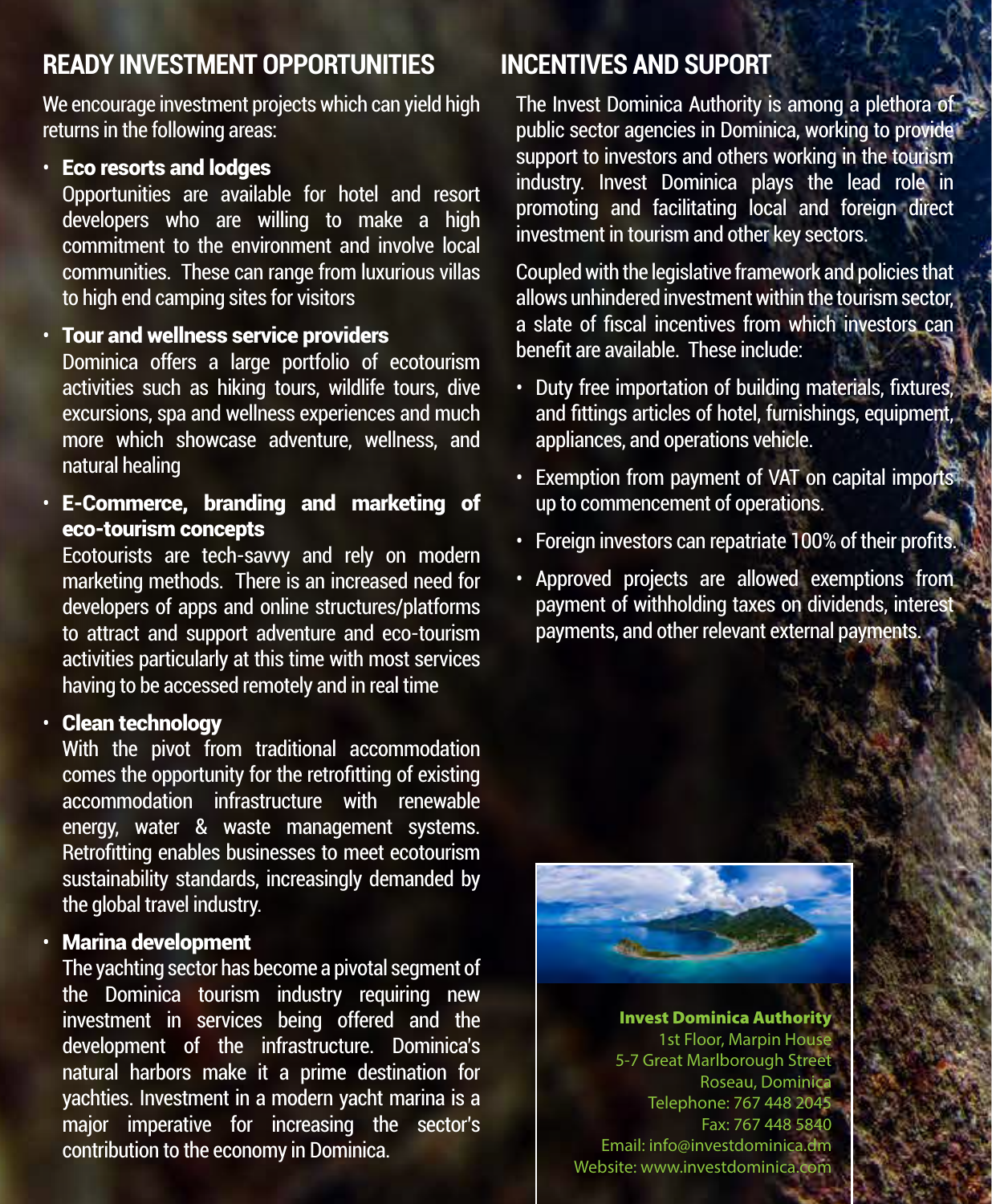## READY INVESTMENT OPPORTUNITIES

We encourage investment projects which can yield high returns in the following areas:

- **Eco resorts and lodges**
  Opportunities are available for hotel and resort developers who are willing to make a high commitment to the environment and involve local communities. These can range from luxurious villas to high end camping sites for visitors

- **Tour and wellness service providers**
  Dominica offers a large portfolio of ecotourism activities such as hiking tours, wildlife tours, dive excursions, spa and wellness experiences and much more which showcase adventure, wellness, and natural healing

- **E-Commerce, branding and marketing of eco-tourism concepts**
  Ecotourists are tech-savvy and rely on modern marketing methods. There is an increased need for developers of apps and online structures/platforms to attract and support adventure and eco-tourism activities particularly at this time with most services having to be accessed remotely and in real time

- **Clean technology**
  With the pivot from traditional accommodation comes the opportunity for the retrofitting of existing accommodation infrastructure with renewable energy, water & waste management systems. Retrofitting enables businesses to meet ecotourism sustainability standards, increasingly demanded by the global travel industry.

- **Marina development**
  The yachting sector has become a pivotal segment of the Dominica tourism industry requiring new investment in services being offered and the development of the infrastructure. Dominica's natural harbors make it a prime destination for yachties. Investment in a modern yacht marina is a major imperative for increasing the sector's contribution to the economy in Dominica.

## INCENTIVES AND SUPORT

The Invest Dominica Authority is among a plethora of public sector agencies in Dominica, working to provide support to investors and others working in the tourism industry. Invest Dominica plays the lead role in promoting and facilitating local and foreign direct investment in tourism and other key sectors.

Coupled with the legislative framework and policies that allows unhindered investment within the tourism sector, a slate of fiscal incentives from which investors can benefit are available. These include:

- Duty free importation of building materials, fixtures, and fittings articles of hotel, furnishings, equipment, appliances, and operations vehicle.
- Exemption from payment of VAT on capital imports up to commencement of operations.
- Foreign investors can repatriate 100% of their profits.
- Approved projects are allowed exemptions from payment of withholding taxes on dividends, interest payments, and other relevant external payments.

**Invest Dominica Authority**
1st Floor, Marpin House
5-7 Great Marlborough Street
Roseau, Dominica
Telephone: 767 448 2045
Fax: 767 448 5840
Email: info@investdominica.dm
Website: www.investdominica.com